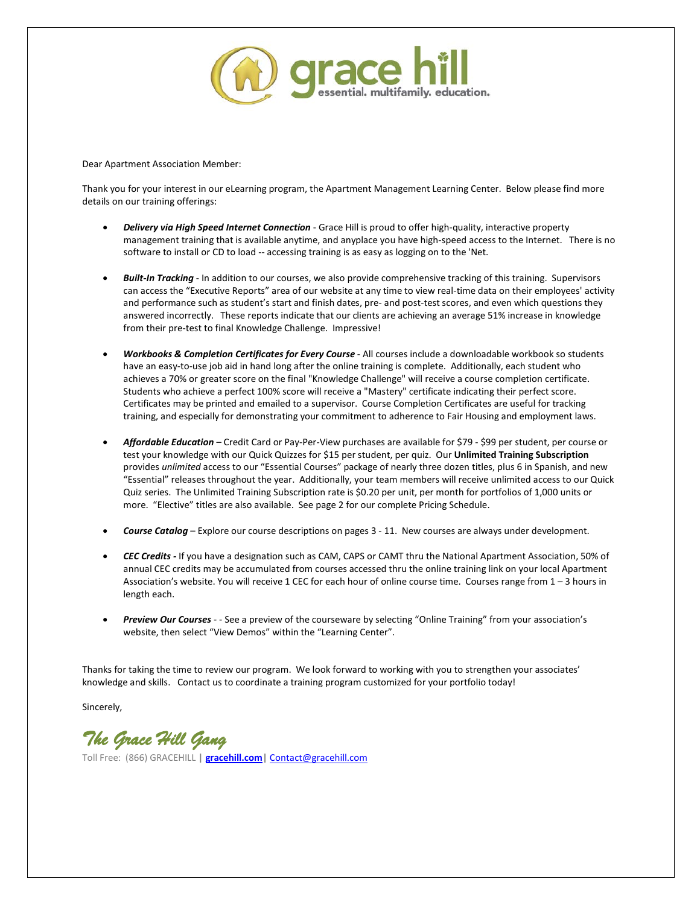grace hill
essential. multifamily. education.

Dear Apartment Association Member:

Thank you for your interest in our eLearning program, the Apartment Management Learning Center. Below please find more details on our training offerings:

- ***Delivery via High Speed Internet Connection*** - Grace Hill is proud to offer high-quality, interactive property management training that is available anytime, and anyplace you have high-speed access to the Internet. There is no software to install or CD to load -- accessing training is as easy as logging on to the 'Net.

- ***Built-In Tracking*** - In addition to our courses, we also provide comprehensive tracking of this training. Supervisors can access the "Executive Reports" area of our website at any time to view real-time data on their employees' activity and performance such as student's start and finish dates, pre- and post-test scores, and even which questions they answered incorrectly. These reports indicate that our clients are achieving an average 51% increase in knowledge from their pre-test to final Knowledge Challenge. Impressive!

- ***Workbooks & Completion Certificates for Every Course*** - All courses include a downloadable workbook so students have an easy-to-use job aid in hand long after the online training is complete. Additionally, each student who achieves a 70% or greater score on the final "Knowledge Challenge" will receive a course completion certificate. Students who achieve a perfect 100% score will receive a "Mastery" certificate indicating their perfect score. Certificates may be printed and emailed to a supervisor. Course Completion Certificates are useful for tracking training, and especially for demonstrating your commitment to adherence to Fair Housing and employment laws.

- ***Affordable Education*** – Credit Card or Pay-Per-View purchases are available for $79 - $99 per student, per course or test your knowledge with our Quick Quizzes for $15 per student, per quiz. Our **Unlimited Training Subscription** provides *unlimited* access to our "Essential Courses" package of nearly three dozen titles, plus 6 in Spanish, and new "Essential" releases throughout the year. Additionally, your team members will receive unlimited access to our Quick Quiz series. The Unlimited Training Subscription rate is $0.20 per unit, per month for portfolios of 1,000 units or more. "Elective" titles are also available. See page 2 for our complete Pricing Schedule.

- ***Course Catalog*** – Explore our course descriptions on pages 3 - 11. New courses are always under development.

- ***CEC Credits -*** If you have a designation such as CAM, CAPS or CAMT thru the National Apartment Association, 50% of annual CEC credits may be accumulated from courses accessed thru the online training link on your local Apartment Association's website. You will receive 1 CEC for each hour of online course time. Courses range from 1 – 3 hours in length each.

- ***Preview Our Courses*** - - See a preview of the courseware by selecting "Online Training" from your association's website, then select "View Demos" within the "Learning Center".

Thanks for taking the time to review our program. We look forward to working with you to strengthen your associates' knowledge and skills. Contact us to coordinate a training program customized for your portfolio today!

Sincerely,

*The Grace Hill Gang*

Toll Free: (866) GRACEHILL | **gracehill.com** | Contact@gracehill.com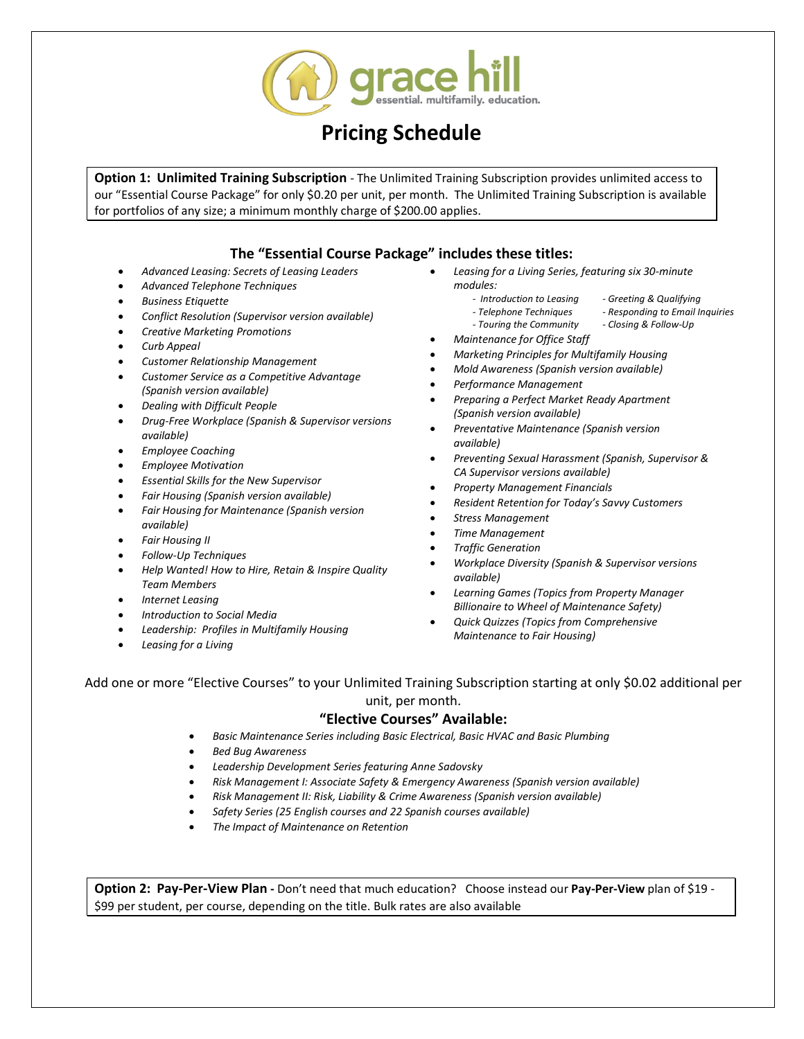grace hill
essential. multifamily. education.

# Pricing Schedule

**Option 1: Unlimited Training Subscription** - The Unlimited Training Subscription provides unlimited access to our "Essential Course Package" for only $0.20 per unit, per month. The Unlimited Training Subscription is available for portfolios of any size; a minimum monthly charge of $200.00 applies.

## The "Essential Course Package" includes these titles:

- *Advanced Leasing: Secrets of Leasing Leaders*
- *Advanced Telephone Techniques*
- *Business Etiquette*
- *Conflict Resolution (Supervisor version available)*
- *Creative Marketing Promotions*
- *Curb Appeal*
- *Customer Relationship Management*
- *Customer Service as a Competitive Advantage (Spanish version available)*
- *Dealing with Difficult People*
- *Drug-Free Workplace (Spanish & Supervisor versions available)*
- *Employee Coaching*
- *Employee Motivation*
- *Essential Skills for the New Supervisor*
- *Fair Housing (Spanish version available)*
- *Fair Housing for Maintenance (Spanish version available)*
- *Fair Housing II*
- *Follow-Up Techniques*
- *Help Wanted! How to Hire, Retain & Inspire Quality Team Members*
- *Internet Leasing*
- *Introduction to Social Media*
- *Leadership: Profiles in Multifamily Housing*
- *Leasing for a Living*
- *Leasing for a Living Series, featuring six 30-minute modules:*
  - *Introduction to Leasing*
  - *Greeting & Qualifying*
  - *Telephone Techniques*
  - *Responding to Email Inquiries*
  - *Touring the Community*
  - *Closing & Follow-Up*
- *Maintenance for Office Staff*
- *Marketing Principles for Multifamily Housing*
- *Mold Awareness (Spanish version available)*
- *Performance Management*
- *Preparing a Perfect Market Ready Apartment (Spanish version available)*
- *Preventative Maintenance (Spanish version available)*
- *Preventing Sexual Harassment (Spanish, Supervisor & CA Supervisor versions available)*
- *Property Management Financials*
- *Resident Retention for Today's Savvy Customers*
- *Stress Management*
- *Time Management*
- *Traffic Generation*
- *Workplace Diversity (Spanish & Supervisor versions available)*
- *Learning Games (Topics from Property Manager Billionaire to Wheel of Maintenance Safety)*
- *Quick Quizzes (Topics from Comprehensive Maintenance to Fair Housing)*

Add one or more "Elective Courses" to your Unlimited Training Subscription starting at only $0.02 additional per unit, per month.

## "Elective Courses" Available:

- *Basic Maintenance Series including Basic Electrical, Basic HVAC and Basic Plumbing*
- *Bed Bug Awareness*
- *Leadership Development Series featuring Anne Sadovsky*
- *Risk Management I: Associate Safety & Emergency Awareness (Spanish version available)*
- *Risk Management II: Risk, Liability & Crime Awareness (Spanish version available)*
- *Safety Series (25 English courses and 22 Spanish courses available)*
- *The Impact of Maintenance on Retention*

**Option 2: Pay-Per-View Plan -** Don't need that much education? Choose instead our **Pay-Per-View** plan of $19 - $99 per student, per course, depending on the title. Bulk rates are also available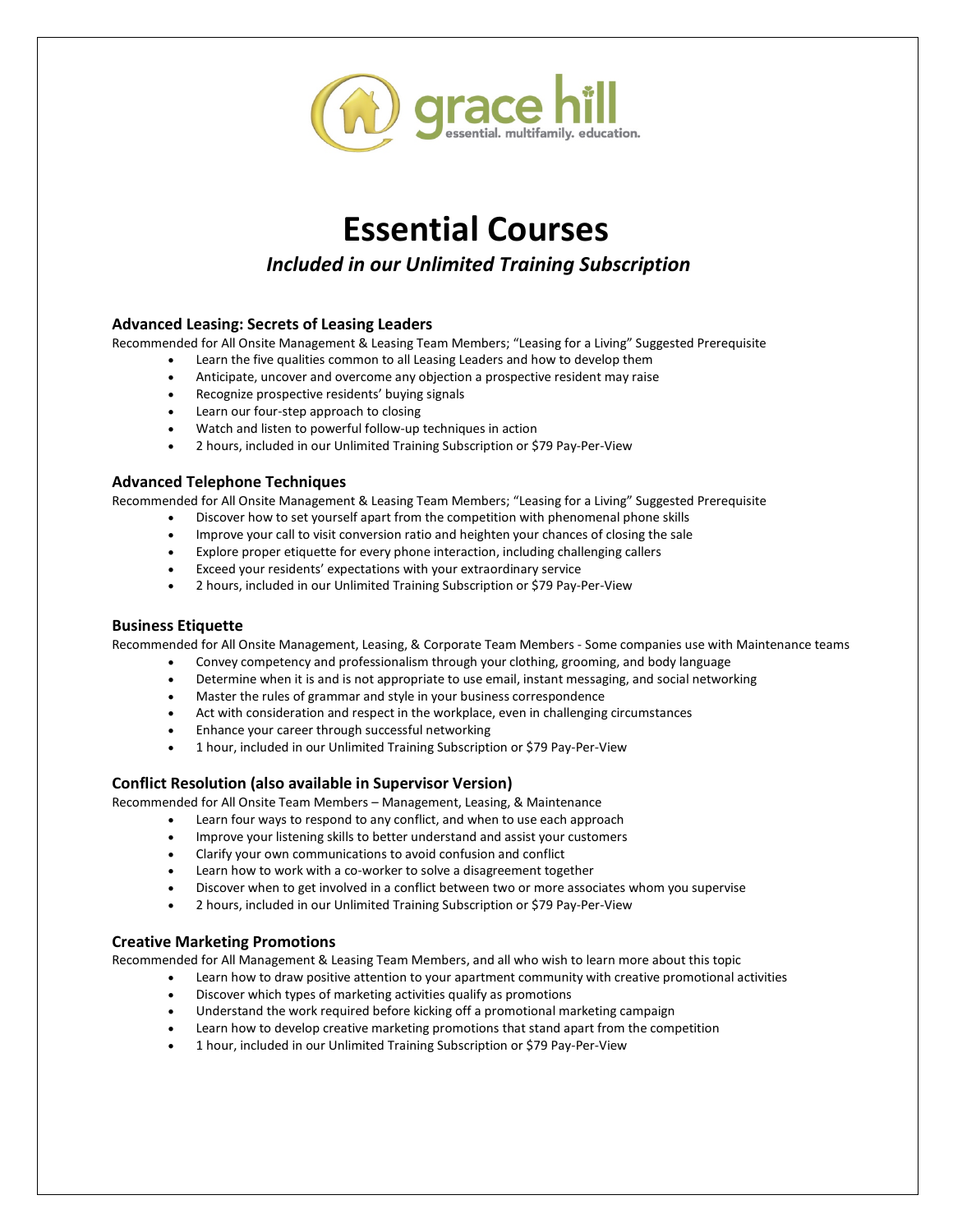# Essential Courses

## *Included in our Unlimited Training Subscription*

### Advanced Leasing: Secrets of Leasing Leaders

Recommended for All Onsite Management & Leasing Team Members; "Leasing for a Living" Suggested Prerequisite

- Learn the five qualities common to all Leasing Leaders and how to develop them
- Anticipate, uncover and overcome any objection a prospective resident may raise
- Recognize prospective residents' buying signals
- Learn our four-step approach to closing
- Watch and listen to powerful follow-up techniques in action
- 2 hours, included in our Unlimited Training Subscription or $79 Pay-Per-View

### Advanced Telephone Techniques

Recommended for All Onsite Management & Leasing Team Members; "Leasing for a Living" Suggested Prerequisite

- Discover how to set yourself apart from the competition with phenomenal phone skills
- Improve your call to visit conversion ratio and heighten your chances of closing the sale
- Explore proper etiquette for every phone interaction, including challenging callers
- Exceed your residents' expectations with your extraordinary service
- 2 hours, included in our Unlimited Training Subscription or $79 Pay-Per-View

### Business Etiquette

Recommended for All Onsite Management, Leasing, & Corporate Team Members - Some companies use with Maintenance teams

- Convey competency and professionalism through your clothing, grooming, and body language
- Determine when it is and is not appropriate to use email, instant messaging, and social networking
- Master the rules of grammar and style in your business correspondence
- Act with consideration and respect in the workplace, even in challenging circumstances
- Enhance your career through successful networking
- 1 hour, included in our Unlimited Training Subscription or $79 Pay-Per-View

### Conflict Resolution (also available in Supervisor Version)

Recommended for All Onsite Team Members – Management, Leasing, & Maintenance

- Learn four ways to respond to any conflict, and when to use each approach
- Improve your listening skills to better understand and assist your customers
- Clarify your own communications to avoid confusion and conflict
- Learn how to work with a co-worker to solve a disagreement together
- Discover when to get involved in a conflict between two or more associates whom you supervise
- 2 hours, included in our Unlimited Training Subscription or $79 Pay-Per-View

### Creative Marketing Promotions

Recommended for All Management & Leasing Team Members, and all who wish to learn more about this topic

- Learn how to draw positive attention to your apartment community with creative promotional activities
- Discover which types of marketing activities qualify as promotions
- Understand the work required before kicking off a promotional marketing campaign
- Learn how to develop creative marketing promotions that stand apart from the competition
- 1 hour, included in our Unlimited Training Subscription or $79 Pay-Per-View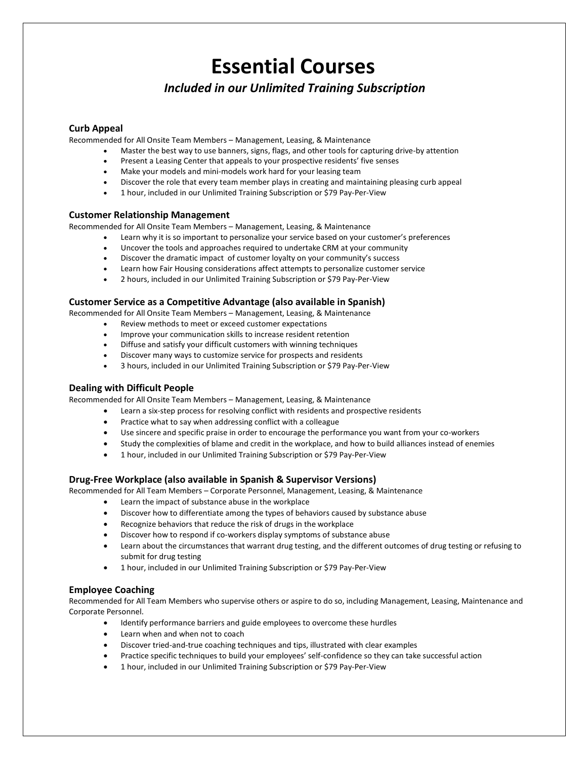# Essential Courses

## *Included in our Unlimited Training Subscription*

### Curb Appeal

Recommended for All Onsite Team Members – Management, Leasing, & Maintenance

- Master the best way to use banners, signs, flags, and other tools for capturing drive-by attention
- Present a Leasing Center that appeals to your prospective residents' five senses
- Make your models and mini-models work hard for your leasing team
- Discover the role that every team member plays in creating and maintaining pleasing curb appeal
- 1 hour, included in our Unlimited Training Subscription or $79 Pay-Per-View

### Customer Relationship Management

Recommended for All Onsite Team Members – Management, Leasing, & Maintenance

- Learn why it is so important to personalize your service based on your customer's preferences
- Uncover the tools and approaches required to undertake CRM at your community
- Discover the dramatic impact of customer loyalty on your community's success
- Learn how Fair Housing considerations affect attempts to personalize customer service
- 2 hours, included in our Unlimited Training Subscription or $79 Pay-Per-View

### Customer Service as a Competitive Advantage (also available in Spanish)

Recommended for All Onsite Team Members – Management, Leasing, & Maintenance

- Review methods to meet or exceed customer expectations
- Improve your communication skills to increase resident retention
- Diffuse and satisfy your difficult customers with winning techniques
- Discover many ways to customize service for prospects and residents
- 3 hours, included in our Unlimited Training Subscription or $79 Pay-Per-View

### Dealing with Difficult People

Recommended for All Onsite Team Members – Management, Leasing, & Maintenance

- Learn a six-step process for resolving conflict with residents and prospective residents
- Practice what to say when addressing conflict with a colleague
- Use sincere and specific praise in order to encourage the performance you want from your co-workers
- Study the complexities of blame and credit in the workplace, and how to build alliances instead of enemies
- 1 hour, included in our Unlimited Training Subscription or $79 Pay-Per-View

### Drug-Free Workplace (also available in Spanish & Supervisor Versions)

Recommended for All Team Members – Corporate Personnel, Management, Leasing, & Maintenance

- Learn the impact of substance abuse in the workplace
- Discover how to differentiate among the types of behaviors caused by substance abuse
- Recognize behaviors that reduce the risk of drugs in the workplace
- Discover how to respond if co-workers display symptoms of substance abuse
- Learn about the circumstances that warrant drug testing, and the different outcomes of drug testing or refusing to submit for drug testing
- 1 hour, included in our Unlimited Training Subscription or $79 Pay-Per-View

### Employee Coaching

Recommended for All Team Members who supervise others or aspire to do so, including Management, Leasing, Maintenance and Corporate Personnel.

- Identify performance barriers and guide employees to overcome these hurdles
- Learn when and when not to coach
- Discover tried-and-true coaching techniques and tips, illustrated with clear examples
- Practice specific techniques to build your employees' self-confidence so they can take successful action
- 1 hour, included in our Unlimited Training Subscription or $79 Pay-Per-View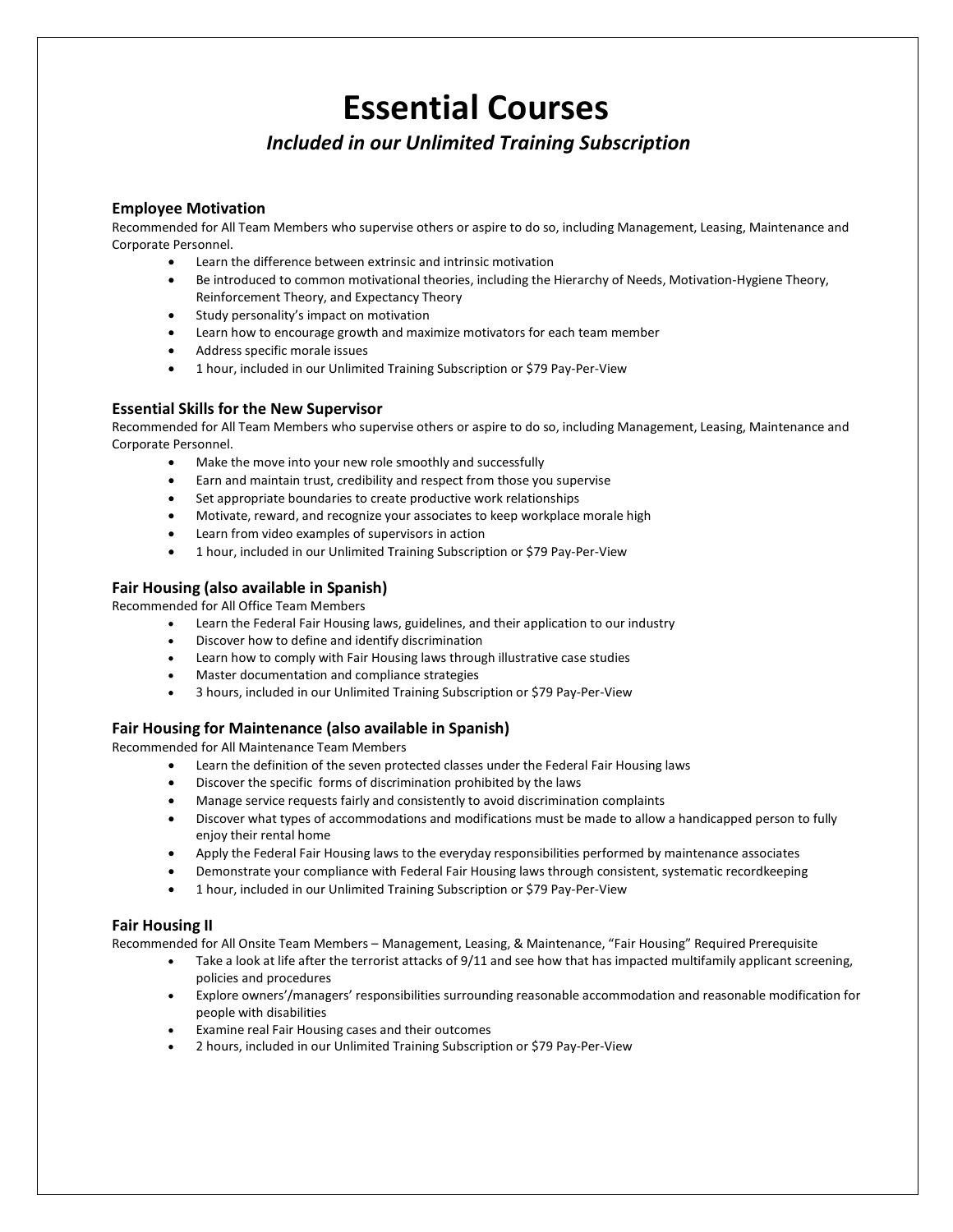# Essential Courses

## *Included in our Unlimited Training Subscription*

### Employee Motivation

Recommended for All Team Members who supervise others or aspire to do so, including Management, Leasing, Maintenance and Corporate Personnel.

- Learn the difference between extrinsic and intrinsic motivation
- Be introduced to common motivational theories, including the Hierarchy of Needs, Motivation-Hygiene Theory, Reinforcement Theory, and Expectancy Theory
- Study personality's impact on motivation
- Learn how to encourage growth and maximize motivators for each team member
- Address specific morale issues
- 1 hour, included in our Unlimited Training Subscription or $79 Pay-Per-View

### Essential Skills for the New Supervisor

Recommended for All Team Members who supervise others or aspire to do so, including Management, Leasing, Maintenance and Corporate Personnel.

- Make the move into your new role smoothly and successfully
- Earn and maintain trust, credibility and respect from those you supervise
- Set appropriate boundaries to create productive work relationships
- Motivate, reward, and recognize your associates to keep workplace morale high
- Learn from video examples of supervisors in action
- 1 hour, included in our Unlimited Training Subscription or $79 Pay-Per-View

### Fair Housing (also available in Spanish)

Recommended for All Office Team Members

- Learn the Federal Fair Housing laws, guidelines, and their application to our industry
- Discover how to define and identify discrimination
- Learn how to comply with Fair Housing laws through illustrative case studies
- Master documentation and compliance strategies
- 3 hours, included in our Unlimited Training Subscription or $79 Pay-Per-View

### Fair Housing for Maintenance (also available in Spanish)

Recommended for All Maintenance Team Members

- Learn the definition of the seven protected classes under the Federal Fair Housing laws
- Discover the specific forms of discrimination prohibited by the laws
- Manage service requests fairly and consistently to avoid discrimination complaints
- Discover what types of accommodations and modifications must be made to allow a handicapped person to fully enjoy their rental home
- Apply the Federal Fair Housing laws to the everyday responsibilities performed by maintenance associates
- Demonstrate your compliance with Federal Fair Housing laws through consistent, systematic recordkeeping
- 1 hour, included in our Unlimited Training Subscription or $79 Pay-Per-View

### Fair Housing II

Recommended for All Onsite Team Members – Management, Leasing, & Maintenance, "Fair Housing" Required Prerequisite

- Take a look at life after the terrorist attacks of 9/11 and see how that has impacted multifamily applicant screening, policies and procedures
- Explore owners'/managers' responsibilities surrounding reasonable accommodation and reasonable modification for people with disabilities
- Examine real Fair Housing cases and their outcomes
- 2 hours, included in our Unlimited Training Subscription or $79 Pay-Per-View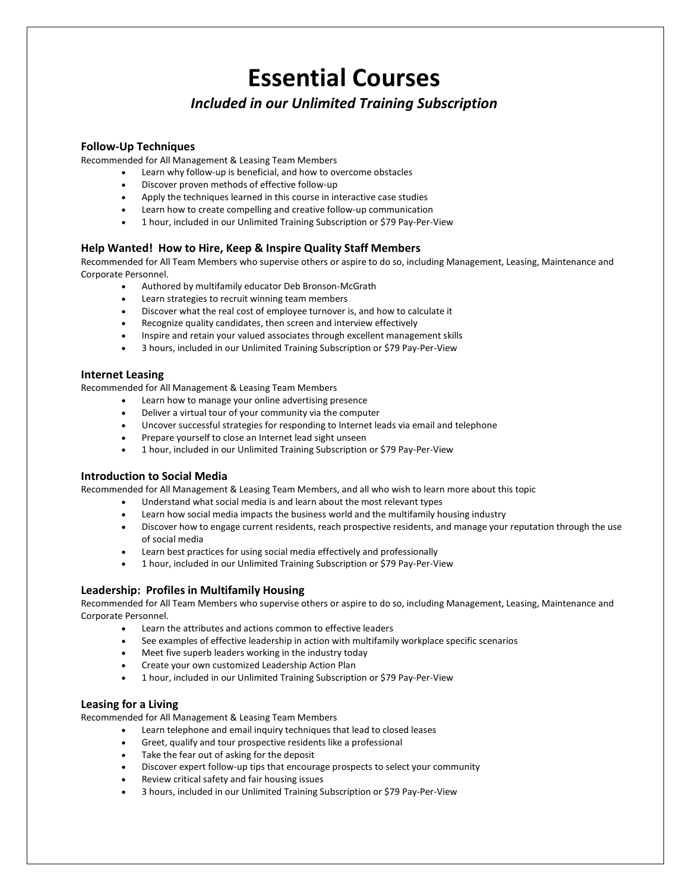# Essential Courses

## *Included in our Unlimited Training Subscription*

### Follow-Up Techniques

Recommended for All Management & Leasing Team Members

- Learn why follow-up is beneficial, and how to overcome obstacles
- Discover proven methods of effective follow-up
- Apply the techniques learned in this course in interactive case studies
- Learn how to create compelling and creative follow-up communication
- 1 hour, included in our Unlimited Training Subscription or $79 Pay-Per-View

### Help Wanted! How to Hire, Keep & Inspire Quality Staff Members

Recommended for All Team Members who supervise others or aspire to do so, including Management, Leasing, Maintenance and Corporate Personnel.

- Authored by multifamily educator Deb Bronson-McGrath
- Learn strategies to recruit winning team members
- Discover what the real cost of employee turnover is, and how to calculate it
- Recognize quality candidates, then screen and interview effectively
- Inspire and retain your valued associates through excellent management skills
- 3 hours, included in our Unlimited Training Subscription or $79 Pay-Per-View

### Internet Leasing

Recommended for All Management & Leasing Team Members

- Learn how to manage your online advertising presence
- Deliver a virtual tour of your community via the computer
- Uncover successful strategies for responding to Internet leads via email and telephone
- Prepare yourself to close an Internet lead sight unseen
- 1 hour, included in our Unlimited Training Subscription or $79 Pay-Per-View

### Introduction to Social Media

Recommended for All Management & Leasing Team Members, and all who wish to learn more about this topic

- Understand what social media is and learn about the most relevant types
- Learn how social media impacts the business world and the multifamily housing industry
- Discover how to engage current residents, reach prospective residents, and manage your reputation through the use of social media
- Learn best practices for using social media effectively and professionally
- 1 hour, included in our Unlimited Training Subscription or $79 Pay-Per-View

### Leadership: Profiles in Multifamily Housing

Recommended for All Team Members who supervise others or aspire to do so, including Management, Leasing, Maintenance and Corporate Personnel.

- Learn the attributes and actions common to effective leaders
- See examples of effective leadership in action with multifamily workplace specific scenarios
- Meet five superb leaders working in the industry today
- Create your own customized Leadership Action Plan
- 1 hour, included in our Unlimited Training Subscription or $79 Pay-Per-View

### Leasing for a Living

Recommended for All Management & Leasing Team Members

- Learn telephone and email inquiry techniques that lead to closed leases
- Greet, qualify and tour prospective residents like a professional
- Take the fear out of asking for the deposit
- Discover expert follow-up tips that encourage prospects to select your community
- Review critical safety and fair housing issues
- 3 hours, included in our Unlimited Training Subscription or $79 Pay-Per-View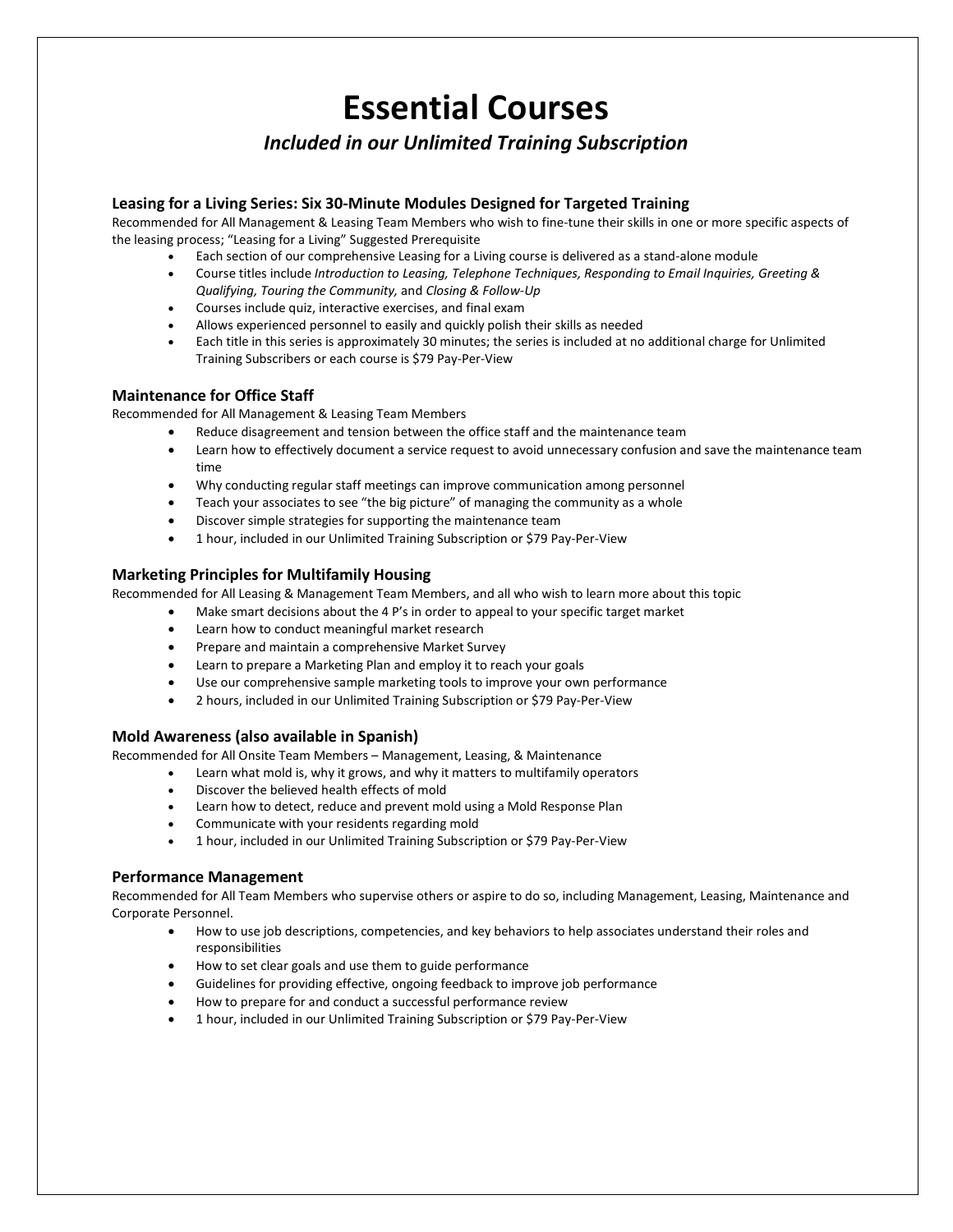# Essential Courses

## *Included in our Unlimited Training Subscription*

### Leasing for a Living Series: Six 30-Minute Modules Designed for Targeted Training

Recommended for All Management & Leasing Team Members who wish to fine-tune their skills in one or more specific aspects of the leasing process; "Leasing for a Living" Suggested Prerequisite

- Each section of our comprehensive Leasing for a Living course is delivered as a stand-alone module
- Course titles include *Introduction to Leasing, Telephone Techniques, Responding to Email Inquiries, Greeting & Qualifying, Touring the Community,* and *Closing & Follow-Up*
- Courses include quiz, interactive exercises, and final exam
- Allows experienced personnel to easily and quickly polish their skills as needed
- Each title in this series is approximately 30 minutes; the series is included at no additional charge for Unlimited Training Subscribers or each course is $79 Pay-Per-View

### Maintenance for Office Staff

Recommended for All Management & Leasing Team Members

- Reduce disagreement and tension between the office staff and the maintenance team
- Learn how to effectively document a service request to avoid unnecessary confusion and save the maintenance team time
- Why conducting regular staff meetings can improve communication among personnel
- Teach your associates to see "the big picture" of managing the community as a whole
- Discover simple strategies for supporting the maintenance team
- 1 hour, included in our Unlimited Training Subscription or $79 Pay-Per-View

### Marketing Principles for Multifamily Housing

Recommended for All Leasing & Management Team Members, and all who wish to learn more about this topic

- Make smart decisions about the 4 P's in order to appeal to your specific target market
- Learn how to conduct meaningful market research
- Prepare and maintain a comprehensive Market Survey
- Learn to prepare a Marketing Plan and employ it to reach your goals
- Use our comprehensive sample marketing tools to improve your own performance
- 2 hours, included in our Unlimited Training Subscription or $79 Pay-Per-View

### Mold Awareness (also available in Spanish)

Recommended for All Onsite Team Members – Management, Leasing, & Maintenance

- Learn what mold is, why it grows, and why it matters to multifamily operators
- Discover the believed health effects of mold
- Learn how to detect, reduce and prevent mold using a Mold Response Plan
- Communicate with your residents regarding mold
- 1 hour, included in our Unlimited Training Subscription or $79 Pay-Per-View

### Performance Management

Recommended for All Team Members who supervise others or aspire to do so, including Management, Leasing, Maintenance and Corporate Personnel.

- How to use job descriptions, competencies, and key behaviors to help associates understand their roles and responsibilities
- How to set clear goals and use them to guide performance
- Guidelines for providing effective, ongoing feedback to improve job performance
- How to prepare for and conduct a successful performance review
- 1 hour, included in our Unlimited Training Subscription or $79 Pay-Per-View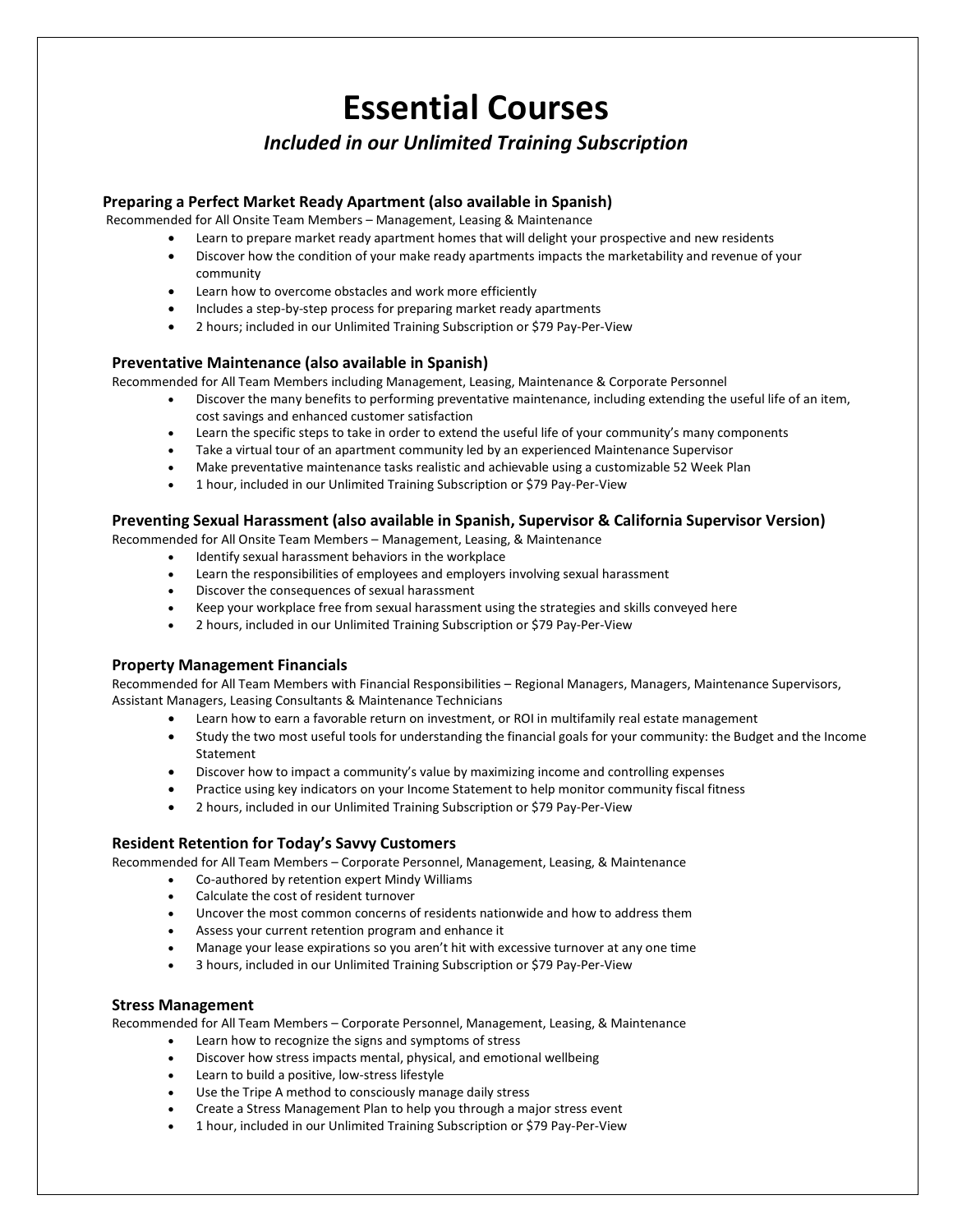# Essential Courses

## *Included in our Unlimited Training Subscription*

### Preparing a Perfect Market Ready Apartment (also available in Spanish)

Recommended for All Onsite Team Members – Management, Leasing & Maintenance

- Learn to prepare market ready apartment homes that will delight your prospective and new residents
- Discover how the condition of your make ready apartments impacts the marketability and revenue of your community
- Learn how to overcome obstacles and work more efficiently
- Includes a step-by-step process for preparing market ready apartments
- 2 hours; included in our Unlimited Training Subscription or $79 Pay-Per-View

### Preventative Maintenance (also available in Spanish)

Recommended for All Team Members including Management, Leasing, Maintenance & Corporate Personnel

- Discover the many benefits to performing preventative maintenance, including extending the useful life of an item, cost savings and enhanced customer satisfaction
- Learn the specific steps to take in order to extend the useful life of your community's many components
- Take a virtual tour of an apartment community led by an experienced Maintenance Supervisor
- Make preventative maintenance tasks realistic and achievable using a customizable 52 Week Plan
- 1 hour, included in our Unlimited Training Subscription or $79 Pay-Per-View

### Preventing Sexual Harassment (also available in Spanish, Supervisor & California Supervisor Version)

Recommended for All Onsite Team Members – Management, Leasing, & Maintenance

- Identify sexual harassment behaviors in the workplace
- Learn the responsibilities of employees and employers involving sexual harassment
- Discover the consequences of sexual harassment
- Keep your workplace free from sexual harassment using the strategies and skills conveyed here
- 2 hours, included in our Unlimited Training Subscription or $79 Pay-Per-View

### Property Management Financials

Recommended for All Team Members with Financial Responsibilities – Regional Managers, Managers, Maintenance Supervisors, Assistant Managers, Leasing Consultants & Maintenance Technicians

- Learn how to earn a favorable return on investment, or ROI in multifamily real estate management
- Study the two most useful tools for understanding the financial goals for your community: the Budget and the Income Statement
- Discover how to impact a community's value by maximizing income and controlling expenses
- Practice using key indicators on your Income Statement to help monitor community fiscal fitness
- 2 hours, included in our Unlimited Training Subscription or $79 Pay-Per-View

### Resident Retention for Today's Savvy Customers

Recommended for All Team Members – Corporate Personnel, Management, Leasing, & Maintenance

- Co-authored by retention expert Mindy Williams
- Calculate the cost of resident turnover
- Uncover the most common concerns of residents nationwide and how to address them
- Assess your current retention program and enhance it
- Manage your lease expirations so you aren't hit with excessive turnover at any one time
- 3 hours, included in our Unlimited Training Subscription or $79 Pay-Per-View

### Stress Management

Recommended for All Team Members – Corporate Personnel, Management, Leasing, & Maintenance

- Learn how to recognize the signs and symptoms of stress
- Discover how stress impacts mental, physical, and emotional wellbeing
- Learn to build a positive, low-stress lifestyle
- Use the Tripe A method to consciously manage daily stress
- Create a Stress Management Plan to help you through a major stress event
- 1 hour, included in our Unlimited Training Subscription or $79 Pay-Per-View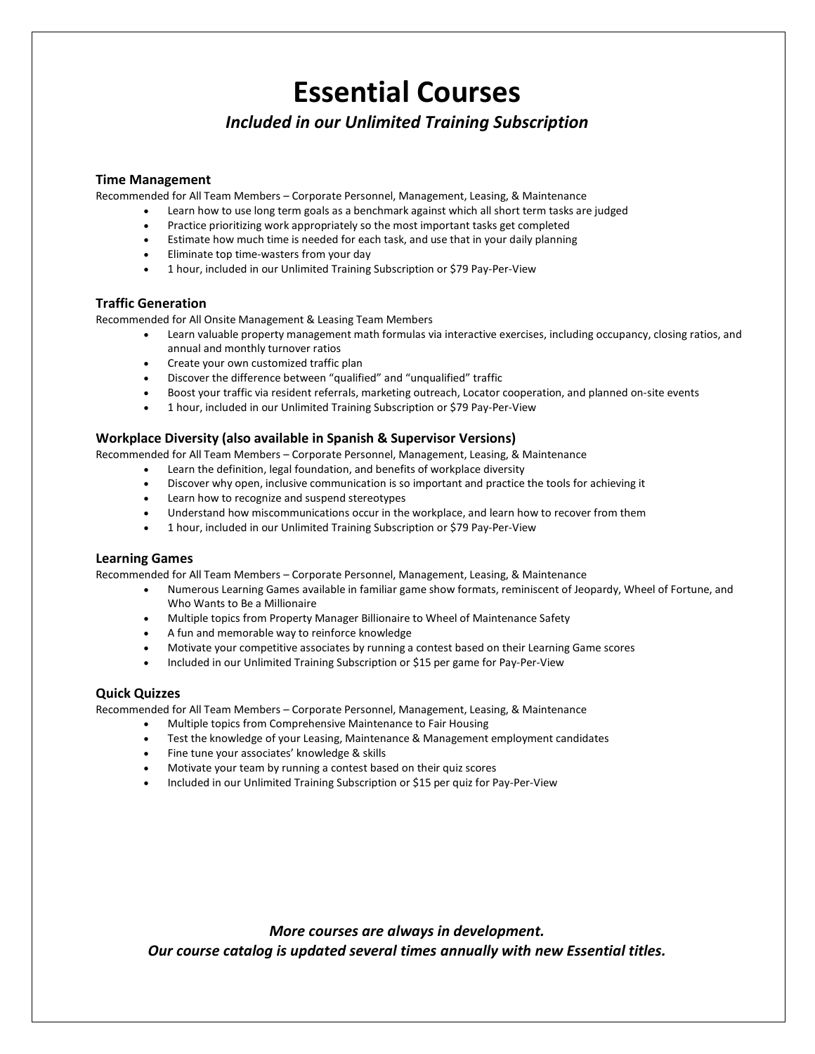# Essential Courses

*Included in our Unlimited Training Subscription*

### Time Management

Recommended for All Team Members – Corporate Personnel, Management, Leasing, & Maintenance

- Learn how to use long term goals as a benchmark against which all short term tasks are judged
- Practice prioritizing work appropriately so the most important tasks get completed
- Estimate how much time is needed for each task, and use that in your daily planning
- Eliminate top time-wasters from your day
- 1 hour, included in our Unlimited Training Subscription or $79 Pay-Per-View

### Traffic Generation

Recommended for All Onsite Management & Leasing Team Members

- Learn valuable property management math formulas via interactive exercises, including occupancy, closing ratios, and annual and monthly turnover ratios
- Create your own customized traffic plan
- Discover the difference between "qualified" and "unqualified" traffic
- Boost your traffic via resident referrals, marketing outreach, Locator cooperation, and planned on-site events
- 1 hour, included in our Unlimited Training Subscription or $79 Pay-Per-View

### Workplace Diversity (also available in Spanish & Supervisor Versions)

Recommended for All Team Members – Corporate Personnel, Management, Leasing, & Maintenance

- Learn the definition, legal foundation, and benefits of workplace diversity
- Discover why open, inclusive communication is so important and practice the tools for achieving it
- Learn how to recognize and suspend stereotypes
- Understand how miscommunications occur in the workplace, and learn how to recover from them
- 1 hour, included in our Unlimited Training Subscription or $79 Pay-Per-View

### Learning Games

Recommended for All Team Members – Corporate Personnel, Management, Leasing, & Maintenance

- Numerous Learning Games available in familiar game show formats, reminiscent of Jeopardy, Wheel of Fortune, and Who Wants to Be a Millionaire
- Multiple topics from Property Manager Billionaire to Wheel of Maintenance Safety
- A fun and memorable way to reinforce knowledge
- Motivate your competitive associates by running a contest based on their Learning Game scores
- Included in our Unlimited Training Subscription or $15 per game for Pay-Per-View

### Quick Quizzes

Recommended for All Team Members – Corporate Personnel, Management, Leasing, & Maintenance

- Multiple topics from Comprehensive Maintenance to Fair Housing
- Test the knowledge of your Leasing, Maintenance & Management employment candidates
- Fine tune your associates' knowledge & skills
- Motivate your team by running a contest based on their quiz scores
- Included in our Unlimited Training Subscription or $15 per quiz for Pay-Per-View

***More courses are always in development.***
***Our course catalog is updated several times annually with new Essential titles.***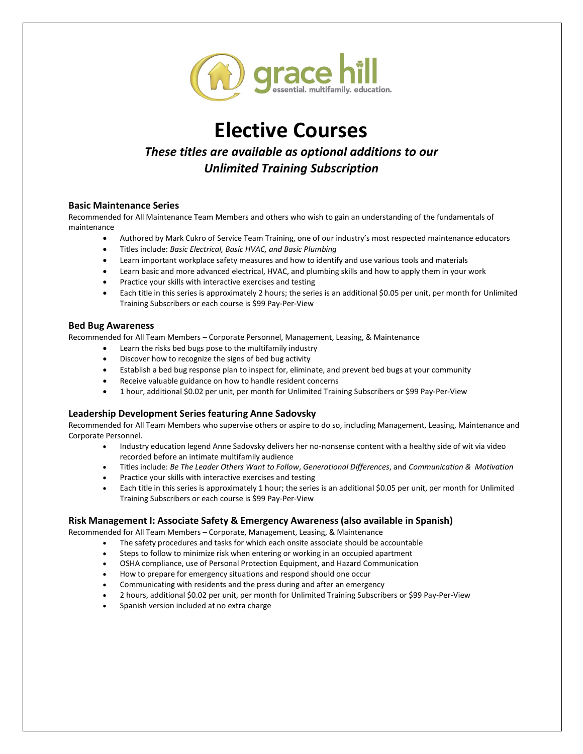# Elective Courses

## *These titles are available as optional additions to our Unlimited Training Subscription*

### Basic Maintenance Series

Recommended for All Maintenance Team Members and others who wish to gain an understanding of the fundamentals of maintenance

- Authored by Mark Cukro of Service Team Training, one of our industry's most respected maintenance educators
- Titles include: *Basic Electrical, Basic HVAC, and Basic Plumbing*
- Learn important workplace safety measures and how to identify and use various tools and materials
- Learn basic and more advanced electrical, HVAC, and plumbing skills and how to apply them in your work
- Practice your skills with interactive exercises and testing
- Each title in this series is approximately 2 hours; the series is an additional $0.05 per unit, per month for Unlimited Training Subscribers or each course is $99 Pay-Per-View

### Bed Bug Awareness

Recommended for All Team Members – Corporate Personnel, Management, Leasing, & Maintenance

- Learn the risks bed bugs pose to the multifamily industry
- Discover how to recognize the signs of bed bug activity
- Establish a bed bug response plan to inspect for, eliminate, and prevent bed bugs at your community
- Receive valuable guidance on how to handle resident concerns
- 1 hour, additional $0.02 per unit, per month for Unlimited Training Subscribers or $99 Pay-Per-View

### Leadership Development Series featuring Anne Sadovsky

Recommended for All Team Members who supervise others or aspire to do so, including Management, Leasing, Maintenance and Corporate Personnel.

- Industry education legend Anne Sadovsky delivers her no-nonsense content with a healthy side of wit via video recorded before an intimate multifamily audience
- Titles include: *Be The Leader Others Want to Follow*, *Generational Differences*, and *Communication & Motivation*
- Practice your skills with interactive exercises and testing
- Each title in this series is approximately 1 hour; the series is an additional $0.05 per unit, per month for Unlimited Training Subscribers or each course is $99 Pay-Per-View

### Risk Management I: Associate Safety & Emergency Awareness (also available in Spanish)

Recommended for All Team Members – Corporate, Management, Leasing, & Maintenance

- The safety procedures and tasks for which each onsite associate should be accountable
- Steps to follow to minimize risk when entering or working in an occupied apartment
- OSHA compliance, use of Personal Protection Equipment, and Hazard Communication
- How to prepare for emergency situations and respond should one occur
- Communicating with residents and the press during and after an emergency
- 2 hours, additional $0.02 per unit, per month for Unlimited Training Subscribers or $99 Pay-Per-View
- Spanish version included at no extra charge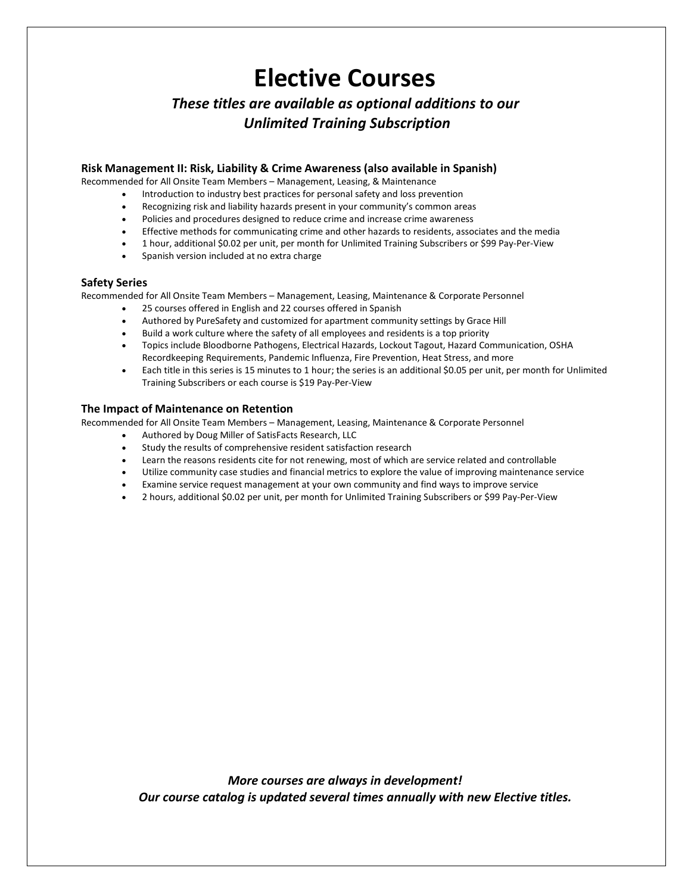# Elective Courses

***These titles are available as optional additions to our Unlimited Training Subscription***

### Risk Management II: Risk, Liability & Crime Awareness (also available in Spanish)

Recommended for All Onsite Team Members – Management, Leasing, & Maintenance

- Introduction to industry best practices for personal safety and loss prevention
- Recognizing risk and liability hazards present in your community's common areas
- Policies and procedures designed to reduce crime and increase crime awareness
- Effective methods for communicating crime and other hazards to residents, associates and the media
- 1 hour, additional $0.02 per unit, per month for Unlimited Training Subscribers or $99 Pay-Per-View
- Spanish version included at no extra charge

### Safety Series

Recommended for All Onsite Team Members – Management, Leasing, Maintenance & Corporate Personnel

- 25 courses offered in English and 22 courses offered in Spanish
- Authored by PureSafety and customized for apartment community settings by Grace Hill
- Build a work culture where the safety of all employees and residents is a top priority
- Topics include Bloodborne Pathogens, Electrical Hazards, Lockout Tagout, Hazard Communication, OSHA Recordkeeping Requirements, Pandemic Influenza, Fire Prevention, Heat Stress, and more
- Each title in this series is 15 minutes to 1 hour; the series is an additional $0.05 per unit, per month for Unlimited Training Subscribers or each course is $19 Pay-Per-View

### The Impact of Maintenance on Retention

Recommended for All Onsite Team Members – Management, Leasing, Maintenance & Corporate Personnel

- Authored by Doug Miller of SatisFacts Research, LLC
- Study the results of comprehensive resident satisfaction research
- Learn the reasons residents cite for not renewing, most of which are service related and controllable
- Utilize community case studies and financial metrics to explore the value of improving maintenance service
- Examine service request management at your own community and find ways to improve service
- 2 hours, additional $0.02 per unit, per month for Unlimited Training Subscribers or $99 Pay-Per-View

***More courses are always in development!***
***Our course catalog is updated several times annually with new Elective titles.***